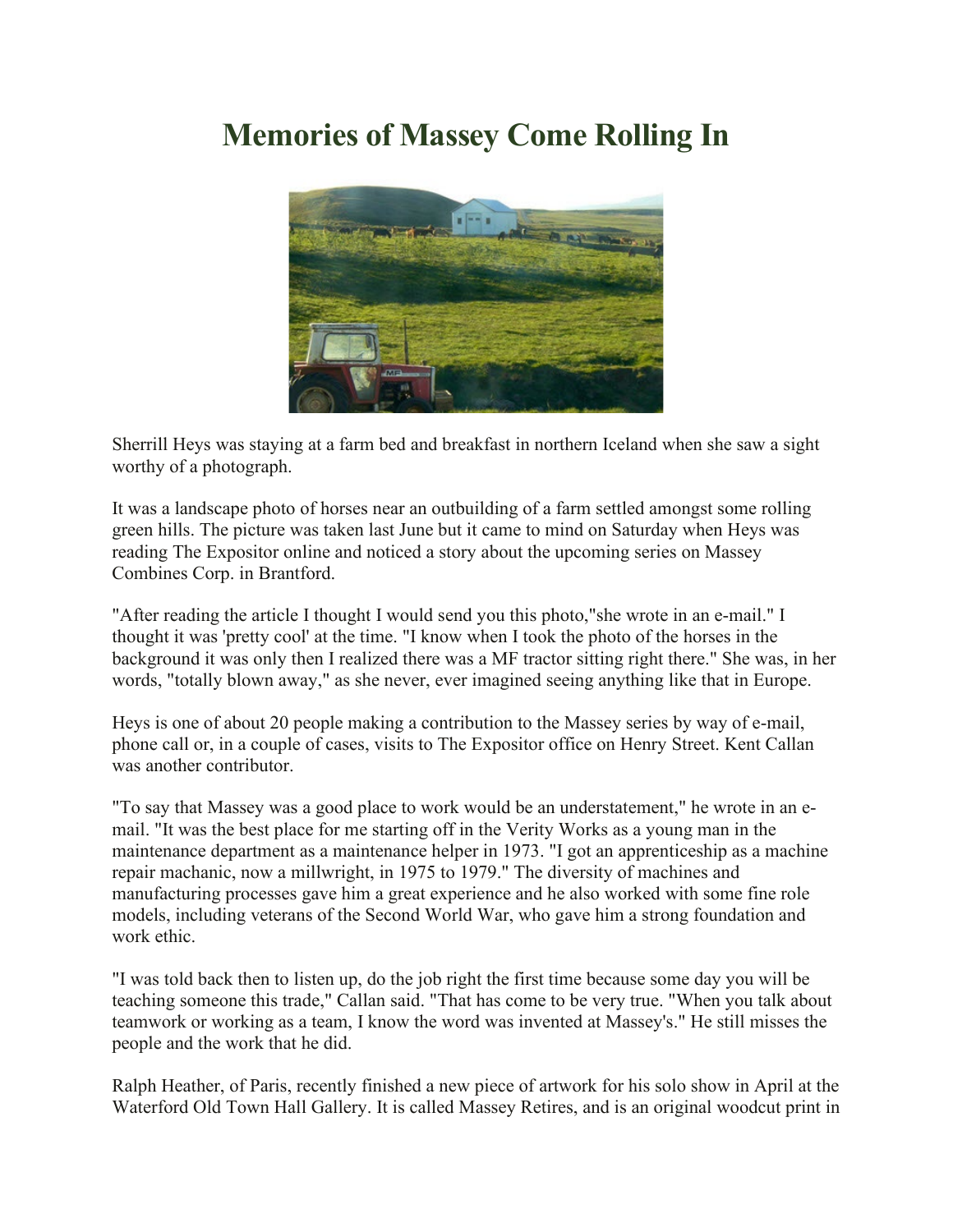# Memories of Massey Come Rolling In

Sherrill Heys was staying at a farm bed and breakfast in northern Iceland when she saw a sight worthy of a photograph.

It was a landscape photo of horses near an outbuilding of a farm settled amongst some rolling green hills. The picture was taken last June but it came to mind on Saturday when Heys was reading The Expositor online and noticed a story about the upcoming series on Massey Combines Corp. in Brantford.

"After reading the article I thought I would send you this photo,"she wrote in an e-mail." I thought it was 'pretty cool' at the time. "I know when I took the photo of the horses in the background it was only then I realized there was a MF tractor sitting right there." She was, in her words, "totally blown away," as she never, ever imagined seeing anything like that in Europe.

Heys is one of about 20 people making a contribution to the Massey series by way of e-mail, phone call or, in a couple of cases, visits to The Expositor office on Henry Street. Kent Callan was another contributor.

"To say that Massey was a good place to work would be an understatement," he wrote in an e-mail. "It was the best place for me starting off in the Verity Works as a young man in the maintenance department as a maintenance helper in 1973. "I got an apprenticeship as a machine repair machanic, now a millwright, in 1975 to 1979." The diversity of machines and manufacturing processes gave him a great experience and he also worked with some fine role models, including veterans of the Second World War, who gave him a strong foundation and work ethic.

"I was told back then to listen up, do the job right the first time because some day you will be teaching someone this trade," Callan said. "That has come to be very true. "When you talk about teamwork or working as a team, I know the word was invented at Massey's." He still misses the people and the work that he did.

Ralph Heather, of Paris, recently finished a new piece of artwork for his solo show in April at the Waterford Old Town Hall Gallery. It is called Massey Retires, and is an original woodcut print in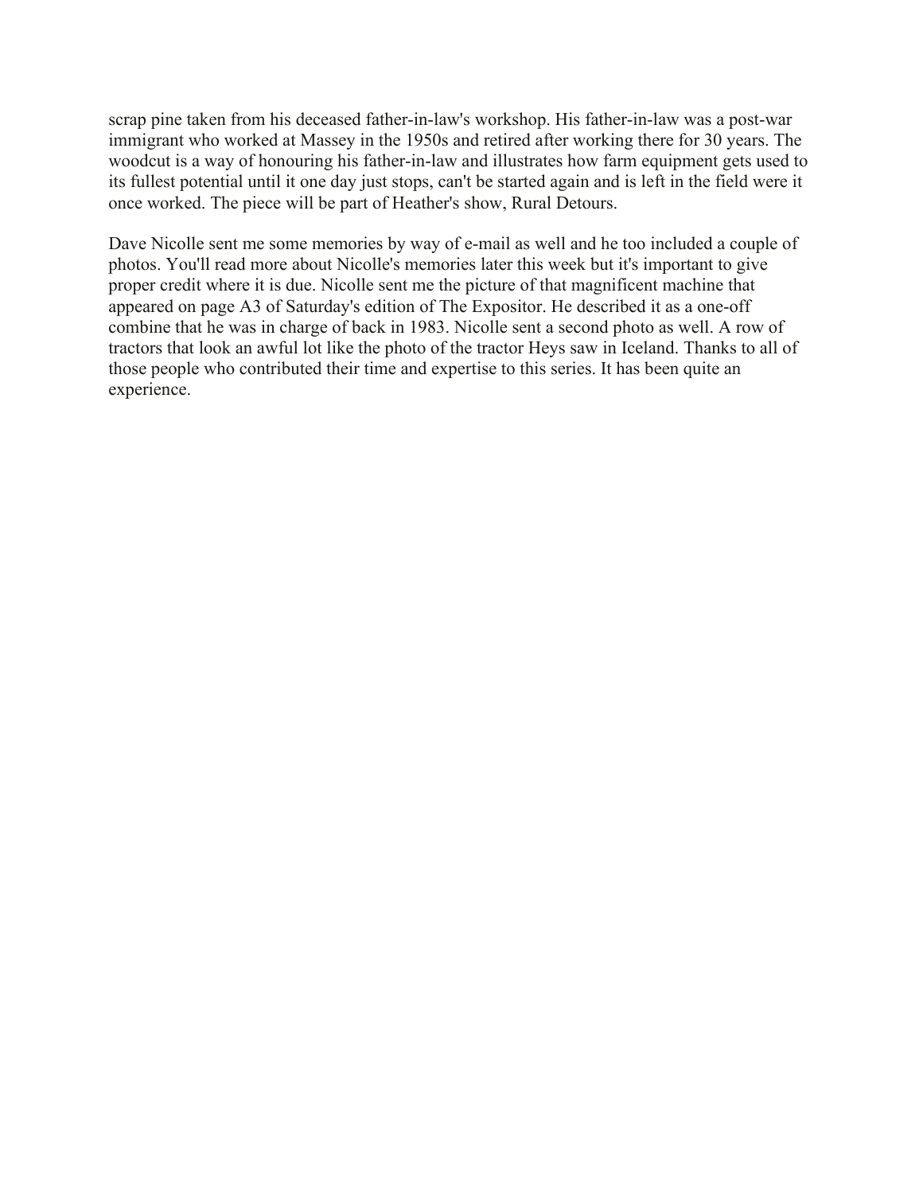scrap pine taken from his deceased father-in-law's workshop. His father-in-law was a post-war immigrant who worked at Massey in the 1950s and retired after working there for 30 years. The woodcut is a way of honouring his father-in-law and illustrates how farm equipment gets used to its fullest potential until it one day just stops, can't be started again and is left in the field were it once worked. The piece will be part of Heather's show, Rural Detours.

Dave Nicolle sent me some memories by way of e-mail as well and he too included a couple of photos. You'll read more about Nicolle's memories later this week but it's important to give proper credit where it is due. Nicolle sent me the picture of that magnificent machine that appeared on page A3 of Saturday's edition of The Expositor. He described it as a one-off combine that he was in charge of back in 1983. Nicolle sent a second photo as well. A row of tractors that look an awful lot like the photo of the tractor Heys saw in Iceland. Thanks to all of those people who contributed their time and expertise to this series. It has been quite an experience.